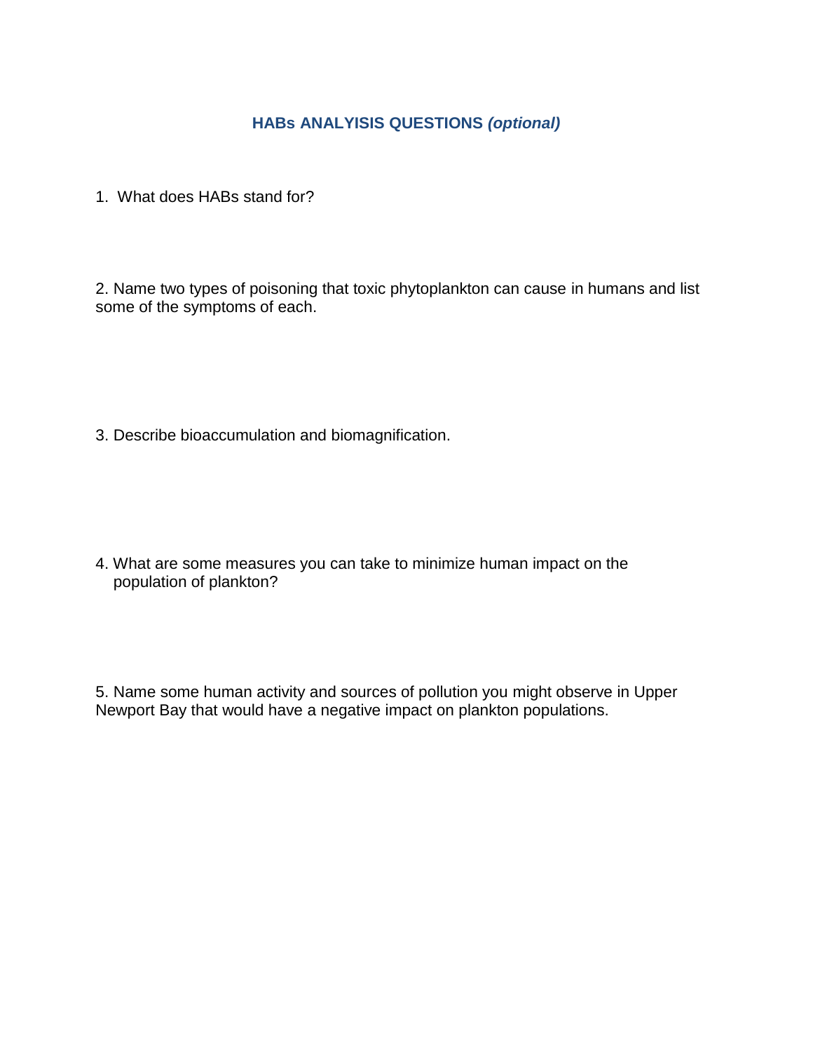## HABs ANALYISIS QUESTIONS *(optional)*

1. What does HABs stand for?

2. Name two types of poisoning that toxic phytoplankton can cause in humans and list some of the symptoms of each.

3. Describe bioaccumulation and biomagnification.

4. What are some measures you can take to minimize human impact on the population of plankton?

5. Name some human activity and sources of pollution you might observe in Upper Newport Bay that would have a negative impact on plankton populations.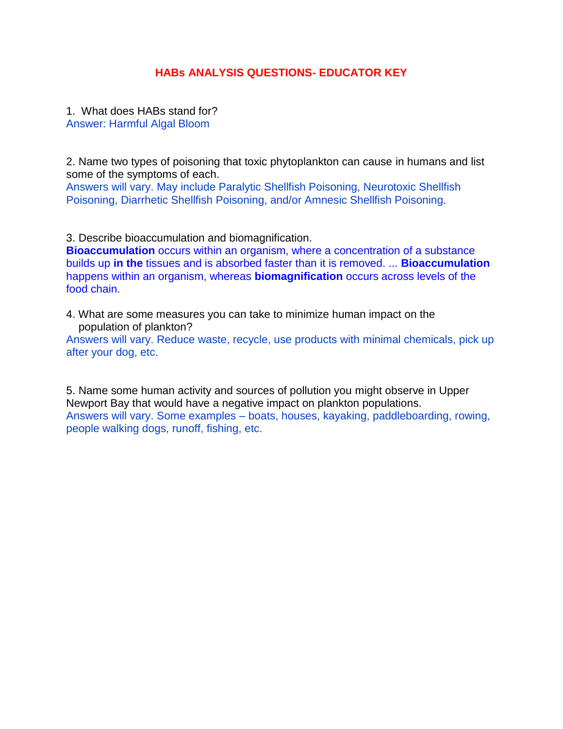# HABs ANALYSIS QUESTIONS- EDUCATOR KEY

1. What does HABs stand for?
Answer: Harmful Algal Bloom

2. Name two types of poisoning that toxic phytoplankton can cause in humans and list some of the symptoms of each.
Answers will vary. May include Paralytic Shellfish Poisoning, Neurotoxic Shellfish Poisoning, Diarrhetic Shellfish Poisoning, and/or Amnesic Shellfish Poisoning.

3. Describe bioaccumulation and biomagnification.
**Bioaccumulation** occurs within an organism, where a concentration of a substance builds up **in the** tissues and is absorbed faster than it is removed. ... **Bioaccumulation** happens within an organism, whereas **biomagnification** occurs across levels of the food chain.

4. What are some measures you can take to minimize human impact on the population of plankton?
Answers will vary. Reduce waste, recycle, use products with minimal chemicals, pick up after your dog, etc.

5. Name some human activity and sources of pollution you might observe in Upper Newport Bay that would have a negative impact on plankton populations.
Answers will vary. Some examples – boats, houses, kayaking, paddleboarding, rowing, people walking dogs, runoff, fishing, etc.